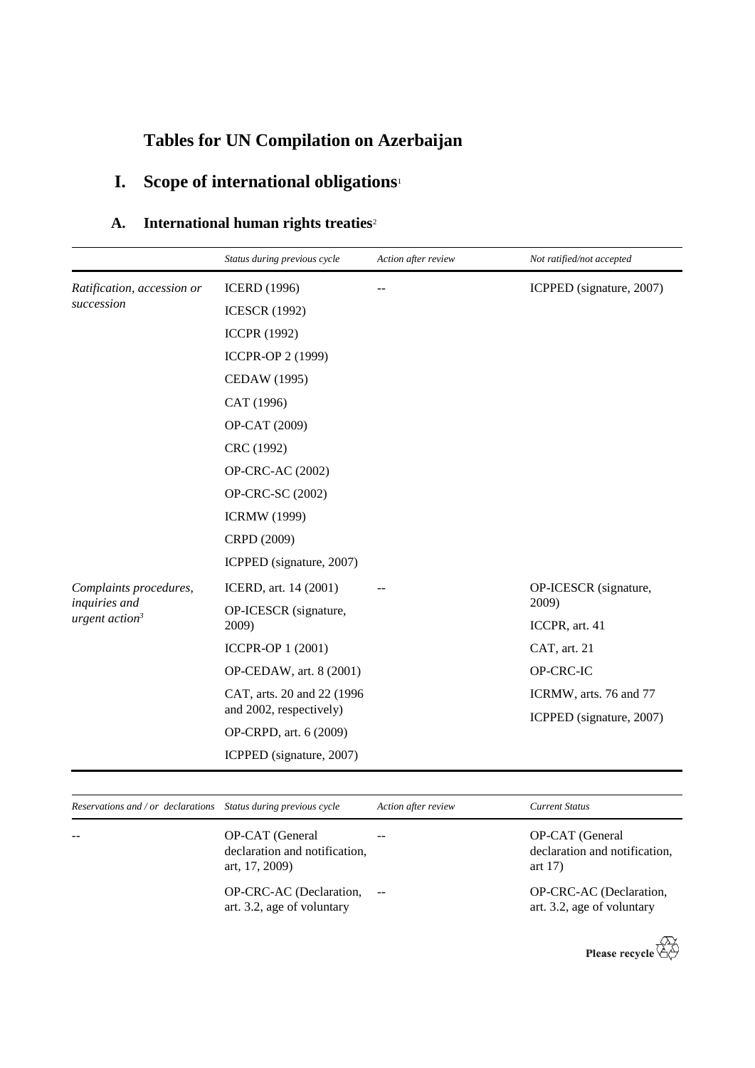# Tables for UN Compilation on Azerbaijan

## I. Scope of international obligations[1]

### A. International human rights treaties[2]

| | *Status during previous cycle* | *Action after review* | *Not ratified/not accepted* |
|---|---|---|---|
| *Ratification, accession or succession* | ICERD (1996) | -- | ICPPED (signature, 2007) |
| | ICESCR (1992) | | |
| | ICCPR (1992) | | |
| | ICCPR-OP 2 (1999) | | |
| | CEDAW (1995) | | |
| | CAT (1996) | | |
| | OP-CAT (2009) | | |
| | CRC (1992) | | |
| | OP-CRC-AC (2002) | | |
| | OP-CRC-SC (2002) | | |
| | ICRMW (1999) | | |
| | CRPD (2009) | | |
| | ICPPED (signature, 2007) | | |
| *Complaints procedures, inquiries and urgent action*[3] | ICERD, art. 14 (2001) | -- | OP-ICESCR (signature, 2009) |
| | OP-ICESCR (signature, 2009) | | ICCPR, art. 41 |
| | ICCPR-OP 1 (2001) | | CAT, art. 21 |
| | OP-CEDAW, art. 8 (2001) | | OP-CRC-IC |
| | CAT, arts. 20 and 22 (1996 and 2002, respectively) | | ICRMW, arts. 76 and 77 |
| | OP-CRPD, art. 6 (2009) | | ICPPED (signature, 2007) |
| | ICPPED (signature, 2007) | | |

| *Reservations and / or declarations* | *Status during previous cycle* | *Action after review* | *Current Status* |
|---|---|---|---|
| -- | OP-CAT (General declaration and notification, art, 17, 2009) | -- | OP-CAT (General declaration and notification, art 17) |
| | OP-CRC-AC (Declaration, art. 3.2, age of voluntary | -- | OP-CRC-AC (Declaration, art. 3.2, age of voluntary |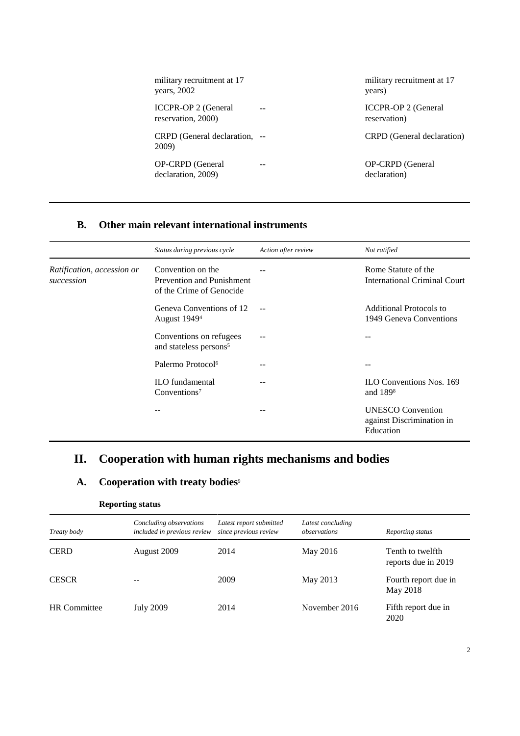| | | | |
|---|---|---|---|
| | military recruitment at 17 years, 2002 | | military recruitment at 17 years) |
| | ICCPR-OP 2 (General reservation, 2000) | -- | ICCPR-OP 2 (General reservation) |
| | CRPD (General declaration, 2009) | -- | CRPD (General declaration) |
| | OP-CRPD (General declaration, 2009) | -- | OP-CRPD (General declaration) |

## B. Other main relevant international instruments

| | *Status during previous cycle* | *Action after review* | *Not ratified* |
|---|---|---|---|
| *Ratification, accession or succession* | Convention on the Prevention and Punishment of the Crime of Genocide | -- | Rome Statute of the International Criminal Court |
| | Geneva Conventions of 12 August 1949[4] | -- | Additional Protocols to 1949 Geneva Conventions |
| | Conventions on refugees and stateless persons[5] | -- | -- |
| | Palermo Protocol[6] | -- | -- |
| | ILO fundamental Conventions[7] | -- | ILO Conventions Nos. 169 and 189[8] |
| | -- | -- | UNESCO Convention against Discrimination in Education |

# II. Cooperation with human rights mechanisms and bodies

## A. Cooperation with treaty bodies[9]

### Reporting status

| *Treaty body* | *Concluding observations included in previous review* | *Latest report submitted since previous review* | *Latest concluding observations* | *Reporting status* |
|---|---|---|---|---|
| CERD | August 2009 | 2014 | May 2016 | Tenth to twelfth reports due in 2019 |
| CESCR | -- | 2009 | May 2013 | Fourth report due in May 2018 |
| HR Committee | July 2009 | 2014 | November 2016 | Fifth report due in 2020 |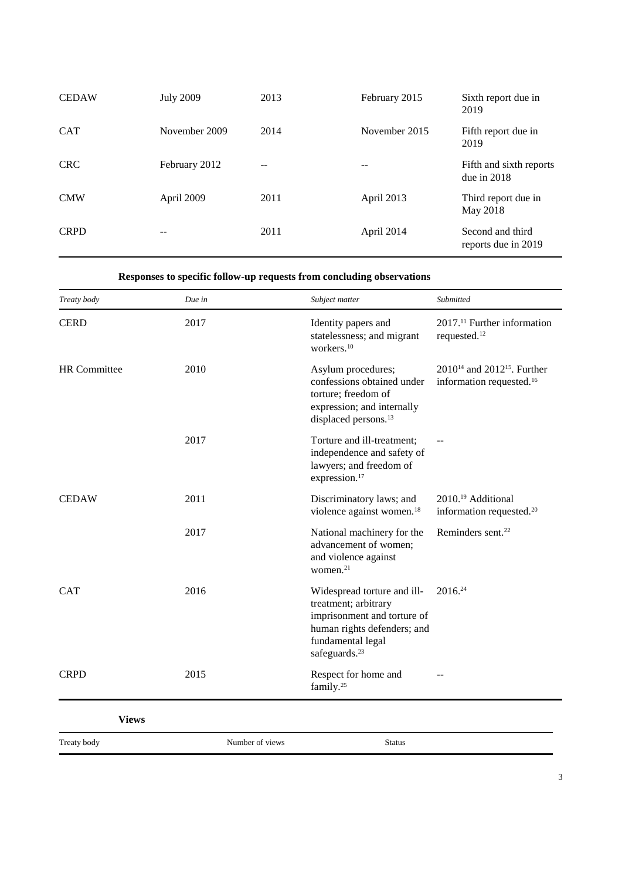| | | | | |
|---|---|---|---|---|
| CEDAW | July 2009 | 2013 | February 2015 | Sixth report due in 2019 |
| CAT | November 2009 | 2014 | November 2015 | Fifth report due in 2019 |
| CRC | February 2012 | -- | -- | Fifth and sixth reports due in 2018 |
| CMW | April 2009 | 2011 | April 2013 | Third report due in May 2018 |
| CRPD | -- | 2011 | April 2014 | Second and third reports due in 2019 |

**Responses to specific follow-up requests from concluding observations**

| *Treaty body* | *Due in* | *Subject matter* | *Submitted* |
|---|---|---|---|
| CERD | 2017 | Identity papers and statelessness; and migrant workers.[10] | 2017.[11] Further information requested.[12] |
| HR Committee | 2010 | Asylum procedures; confessions obtained under torture; freedom of expression; and internally displaced persons.[13] | 2010[14] and 2012[15]. Further information requested.[16] |
| | 2017 | Torture and ill-treatment; independence and safety of lawyers; and freedom of expression.[17] | -- |
| CEDAW | 2011 | Discriminatory laws; and violence against women.[18] | 2010.[19] Additional information requested.[20] |
| | 2017 | National machinery for the advancement of women; and violence against women.[21] | Reminders sent.[22] |
| CAT | 2016 | Widespread torture and ill-treatment; arbitrary imprisonment and torture of human rights defenders; and fundamental legal safeguards.[23] | 2016.[24] |
| CRPD | 2015 | Respect for home and family.[25] | -- |

**Views**

| Treaty body | Number of views | Status |
|---|---|---|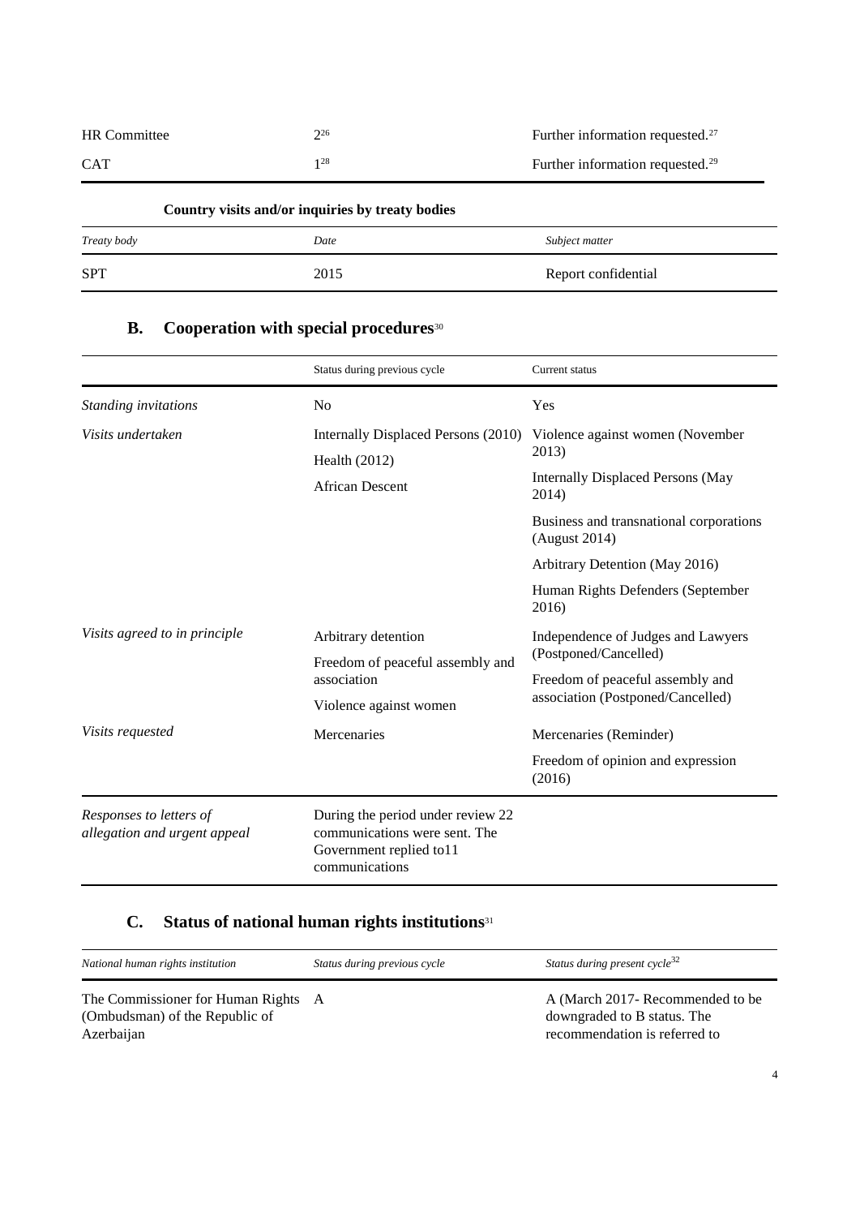| | | |
|---|---|---|
| HR Committee | 2[26] | Further information requested.[27] |
| CAT | 1[28] | Further information requested.[29] |

**Country visits and/or inquiries by treaty bodies**

| *Treaty body* | *Date* | *Subject matter* |
|---|---|---|
| SPT | 2015 | Report confidential |

## B. Cooperation with special procedures[30]

| | Status during previous cycle | Current status |
|---|---|---|
| *Standing invitations* | No | Yes |
| *Visits undertaken* | Internally Displaced Persons (2010)<br>Health (2012)<br>African Descent | Violence against women (November 2013)<br>Internally Displaced Persons (May 2014)<br>Business and transnational corporations (August 2014)<br>Arbitrary Detention (May 2016)<br>Human Rights Defenders (September 2016) |
| *Visits agreed to in principle* | Arbitrary detention<br>Freedom of peaceful assembly and association<br>Violence against women | Independence of Judges and Lawyers (Postponed/Cancelled)<br>Freedom of peaceful assembly and association (Postponed/Cancelled) |
| *Visits requested* | Mercenaries | Mercenaries (Reminder)<br>Freedom of opinion and expression (2016) |
| *Responses to letters of allegation and urgent appeal* | During the period under review 22 communications were sent. The Government replied to11 communications | |

## C. Status of national human rights institutions[31]

| *National human rights institution* | *Status during previous cycle* | *Status during present cycle*[32] |
|---|---|---|
| The Commissioner for Human Rights (Ombudsman) of the Republic of Azerbaijan | A | A (March 2017- Recommended to be downgraded to B status. The recommendation is referred to |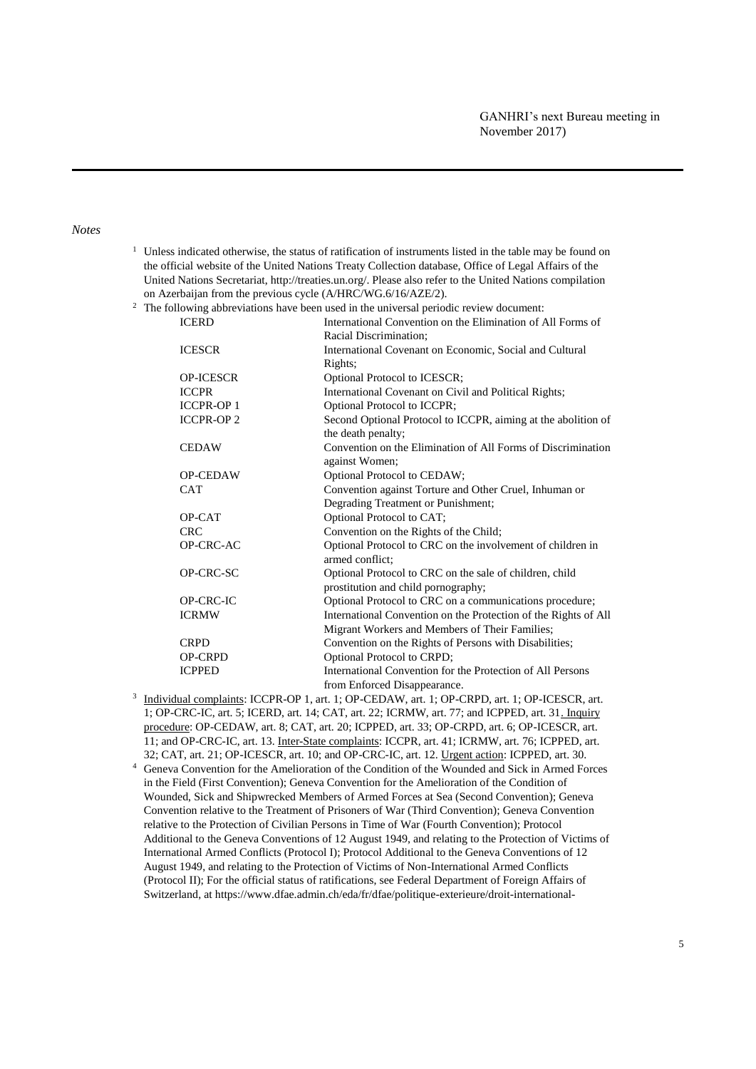GANHRI's next Bureau meeting in November 2017)

---

*Notes*

[1] Unless indicated otherwise, the status of ratification of instruments listed in the table may be found on the official website of the United Nations Treaty Collection database, Office of Legal Affairs of the United Nations Secretariat, http://treaties.un.org/. Please also refer to the United Nations compilation on Azerbaijan from the previous cycle (A/HRC/WG.6/16/AZE/2).

[2] The following abbreviations have been used in the universal periodic review document:

| | |
|---|---|
| ICERD | International Convention on the Elimination of All Forms of Racial Discrimination; |
| ICESCR | International Covenant on Economic, Social and Cultural Rights; |
| OP-ICESCR | Optional Protocol to ICESCR; |
| ICCPR | International Covenant on Civil and Political Rights; |
| ICCPR-OP 1 | Optional Protocol to ICCPR; |
| ICCPR-OP 2 | Second Optional Protocol to ICCPR, aiming at the abolition of the death penalty; |
| CEDAW | Convention on the Elimination of All Forms of Discrimination against Women; |
| OP-CEDAW | Optional Protocol to CEDAW; |
| CAT | Convention against Torture and Other Cruel, Inhuman or Degrading Treatment or Punishment; |
| OP-CAT | Optional Protocol to CAT; |
| CRC | Convention on the Rights of the Child; |
| OP-CRC-AC | Optional Protocol to CRC on the involvement of children in armed conflict; |
| OP-CRC-SC | Optional Protocol to CRC on the sale of children, child prostitution and child pornography; |
| OP-CRC-IC | Optional Protocol to CRC on a communications procedure; |
| ICRMW | International Convention on the Protection of the Rights of All Migrant Workers and Members of Their Families; |
| CRPD | Convention on the Rights of Persons with Disabilities; |
| OP-CRPD | Optional Protocol to CRPD; |
| ICPPED | International Convention for the Protection of All Persons from Enforced Disappearance. |

[3] Individual complaints: ICCPR-OP 1, art. 1; OP-CEDAW, art. 1; OP-CRPD, art. 1; OP-ICESCR, art. 1; OP-CRC-IC, art. 5; ICERD, art. 14; CAT, art. 22; ICRMW, art. 77; and ICPPED, art. 31. Inquiry procedure: OP-CEDAW, art. 8; CAT, art. 20; ICPPED, art. 33; OP-CRPD, art. 6; OP-ICESCR, art. 11; and OP-CRC-IC, art. 13. Inter-State complaints: ICCPR, art. 41; ICRMW, art. 76; ICPPED, art. 32; CAT, art. 21; OP-ICESCR, art. 10; and OP-CRC-IC, art. 12. Urgent action: ICPPED, art. 30.

[4] Geneva Convention for the Amelioration of the Condition of the Wounded and Sick in Armed Forces in the Field (First Convention); Geneva Convention for the Amelioration of the Condition of Wounded, Sick and Shipwrecked Members of Armed Forces at Sea (Second Convention); Geneva Convention relative to the Treatment of Prisoners of War (Third Convention); Geneva Convention relative to the Protection of Civilian Persons in Time of War (Fourth Convention); Protocol Additional to the Geneva Conventions of 12 August 1949, and relating to the Protection of Victims of International Armed Conflicts (Protocol I); Protocol Additional to the Geneva Conventions of 12 August 1949, and relating to the Protection of Victims of Non-International Armed Conflicts (Protocol II); For the official status of ratifications, see Federal Department of Foreign Affairs of Switzerland, at https://www.dfae.admin.ch/eda/fr/dfae/politique-exterieure/droit-international-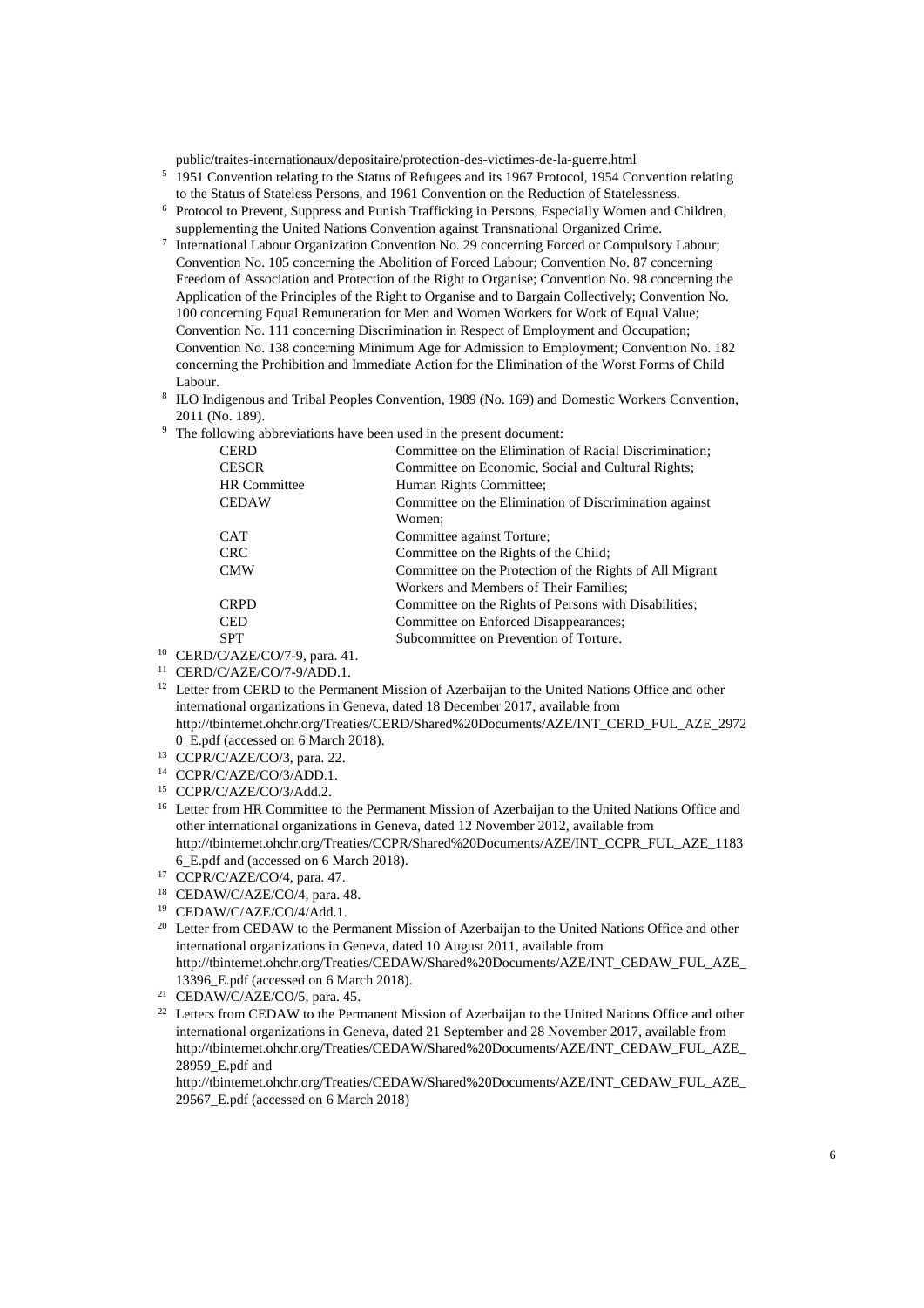public/traites-internationaux/depositaire/protection-des-victimes-de-la-guerre.html

[5] 1951 Convention relating to the Status of Refugees and its 1967 Protocol, 1954 Convention relating to the Status of Stateless Persons, and 1961 Convention on the Reduction of Statelessness.

[6] Protocol to Prevent, Suppress and Punish Trafficking in Persons, Especially Women and Children, supplementing the United Nations Convention against Transnational Organized Crime.

[7] International Labour Organization Convention No. 29 concerning Forced or Compulsory Labour; Convention No. 105 concerning the Abolition of Forced Labour; Convention No. 87 concerning Freedom of Association and Protection of the Right to Organise; Convention No. 98 concerning the Application of the Principles of the Right to Organise and to Bargain Collectively; Convention No. 100 concerning Equal Remuneration for Men and Women Workers for Work of Equal Value; Convention No. 111 concerning Discrimination in Respect of Employment and Occupation; Convention No. 138 concerning Minimum Age for Admission to Employment; Convention No. 182 concerning the Prohibition and Immediate Action for the Elimination of the Worst Forms of Child Labour.

[8] ILO Indigenous and Tribal Peoples Convention, 1989 (No. 169) and Domestic Workers Convention, 2011 (No. 189).

[9] The following abbreviations have been used in the present document:

| | |
|---|---|
| CERD | Committee on the Elimination of Racial Discrimination; |
| CESCR | Committee on Economic, Social and Cultural Rights; |
| HR Committee | Human Rights Committee; |
| CEDAW | Committee on the Elimination of Discrimination against Women; |
| CAT | Committee against Torture; |
| CRC | Committee on the Rights of the Child; |
| CMW | Committee on the Protection of the Rights of All Migrant Workers and Members of Their Families; |
| CRPD | Committee on the Rights of Persons with Disabilities; |
| CED | Committee on Enforced Disappearances; |
| SPT | Subcommittee on Prevention of Torture. |

[10] CERD/C/AZE/CO/7-9, para. 41.

[11] CERD/C/AZE/CO/7-9/ADD.1.

[12] Letter from CERD to the Permanent Mission of Azerbaijan to the United Nations Office and other international organizations in Geneva, dated 18 December 2017, available from http://tbinternet.ohchr.org/Treaties/CERD/Shared%20Documents/AZE/INT_CERD_FUL_AZE_29720_E.pdf (accessed on 6 March 2018).

[13] CCPR/C/AZE/CO/3, para. 22.

[14] CCPR/C/AZE/CO/3/ADD.1.

[15] CCPR/C/AZE/CO/3/Add.2.

[16] Letter from HR Committee to the Permanent Mission of Azerbaijan to the United Nations Office and other international organizations in Geneva, dated 12 November 2012, available from http://tbinternet.ohchr.org/Treaties/CCPR/Shared%20Documents/AZE/INT_CCPR_FUL_AZE_11836_E.pdf and (accessed on 6 March 2018).

[17] CCPR/C/AZE/CO/4, para. 47.

[18] CEDAW/C/AZE/CO/4, para. 48.

[19] CEDAW/C/AZE/CO/4/Add.1.

[20] Letter from CEDAW to the Permanent Mission of Azerbaijan to the United Nations Office and other international organizations in Geneva, dated 10 August 2011, available from http://tbinternet.ohchr.org/Treaties/CEDAW/Shared%20Documents/AZE/INT_CEDAW_FUL_AZE_13396_E.pdf (accessed on 6 March 2018).

[21] CEDAW/C/AZE/CO/5, para. 45.

[22] Letters from CEDAW to the Permanent Mission of Azerbaijan to the United Nations Office and other international organizations in Geneva, dated 21 September and 28 November 2017, available from http://tbinternet.ohchr.org/Treaties/CEDAW/Shared%20Documents/AZE/INT_CEDAW_FUL_AZE_28959_E.pdf and http://tbinternet.ohchr.org/Treaties/CEDAW/Shared%20Documents/AZE/INT_CEDAW_FUL_AZE_29567_E.pdf (accessed on 6 March 2018)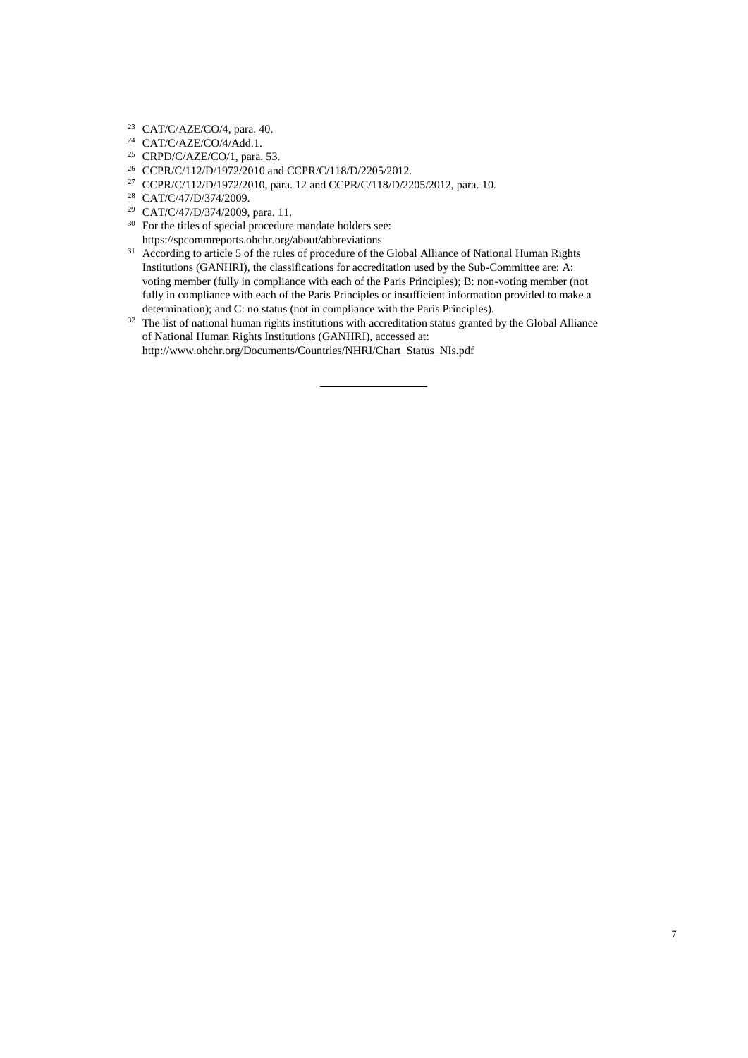[23] CAT/C/AZE/CO/4, para. 40.

[24] CAT/C/AZE/CO/4/Add.1.

[25] CRPD/C/AZE/CO/1, para. 53.

[26] CCPR/C/112/D/1972/2010 and CCPR/C/118/D/2205/2012.

[27] CCPR/C/112/D/1972/2010, para. 12 and CCPR/C/118/D/2205/2012, para. 10.

[28] CAT/C/47/D/374/2009.

[29] CAT/C/47/D/374/2009, para. 11.

[30] For the titles of special procedure mandate holders see: https://spcommreports.ohchr.org/about/abbreviations

[31] According to article 5 of the rules of procedure of the Global Alliance of National Human Rights Institutions (GANHRI), the classifications for accreditation used by the Sub-Committee are: A: voting member (fully in compliance with each of the Paris Principles); B: non-voting member (not fully in compliance with each of the Paris Principles or insufficient information provided to make a determination); and C: no status (not in compliance with the Paris Principles).

[32] The list of national human rights institutions with accreditation status granted by the Global Alliance of National Human Rights Institutions (GANHRI), accessed at: http://www.ohchr.org/Documents/Countries/NHRI/Chart_Status_NIs.pdf